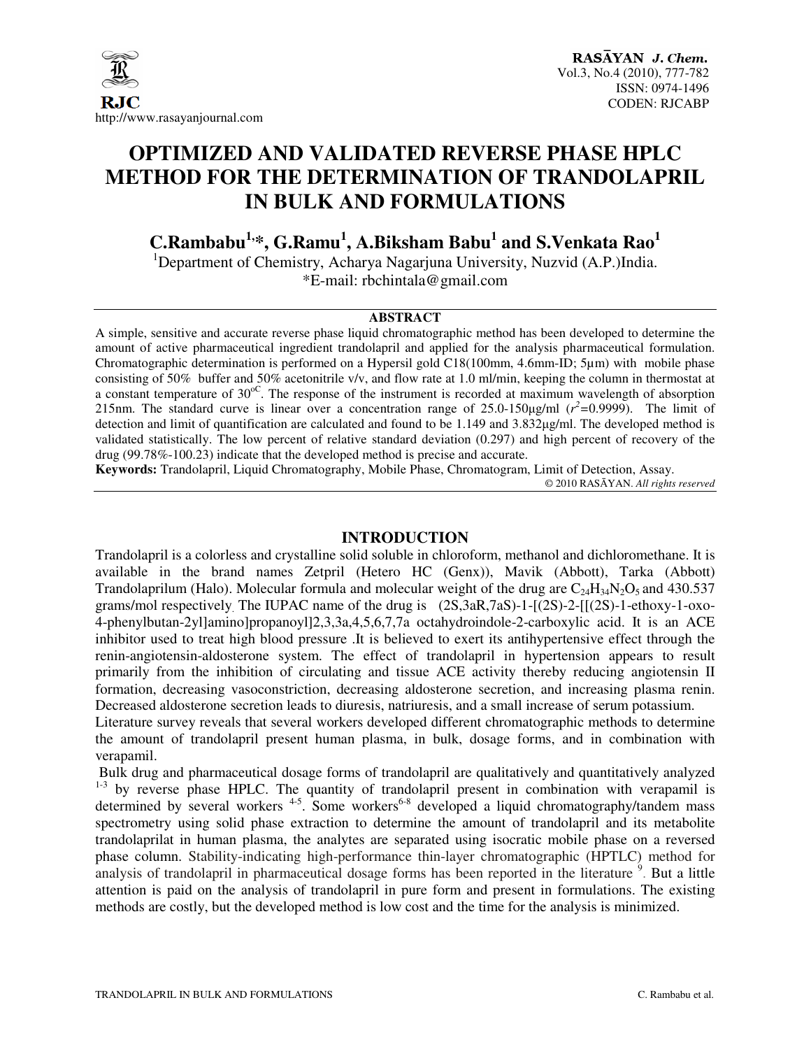# OPTIMIZED AND VALIDATED REVERSE PHASE HPLC METHOD FOR THE DETERMINATION OF TRANDOLAPRIL IN BULK AND FORMULATIONS

**C.Rambabu[1,]*, G.Ramu[1], A.Biksham Babu[1] and S.Venkata Rao[1]**

[1]Department of Chemistry, Acharya Nagarjuna University, Nuzvid (A.P.)India.

*E-mail: rbchintala@gmail.com

## ABSTRACT

A simple, sensitive and accurate reverse phase liquid chromatographic method has been developed to determine the amount of active pharmaceutical ingredient trandolapril and applied for the analysis pharmaceutical formulation. Chromatographic determination is performed on a Hypersil gold C18(100mm, 4.6mm-ID; 5µm) with mobile phase consisting of 50% buffer and 50% acetonitrile v/v, and flow rate at 1.0 ml/min, keeping the column in thermostat at a constant temperature of 30$^{oC}$. The response of the instrument is recorded at maximum wavelength of absorption 215nm. The standard curve is linear over a concentration range of 25.0-150µg/ml ($r^2$=0.9999). The limit of detection and limit of quantification are calculated and found to be 1.149 and 3.832µg/ml. The developed method is validated statistically. The low percent of relative standard deviation (0.297) and high percent of recovery of the drug (99.78%-100.23) indicate that the developed method is precise and accurate.

**Keywords:** Trandolapril, Liquid Chromatography, Mobile Phase, Chromatogram, Limit of Detection, Assay.

© 2010 RASĀYAN. *All rights reserved*

## INTRODUCTION

Trandolapril is a colorless and crystalline solid soluble in chloroform, methanol and dichloromethane. It is available in the brand names Zetpril (Hetero HC (Genx)), Mavik (Abbott), Tarka (Abbott) Trandolaprilum (Halo). Molecular formula and molecular weight of the drug are $C_{24}H_{34}N_2O_5$ and 430.537 grams/mol respectively. The IUPAC name of the drug is (2S,3aR,7aS)-1-[(2S)-2-[[(2S)-1-ethoxy-1-oxo-4-phenylbutan-2yl]amino]propanoyl]2,3,3a,4,5,6,7,7a octahydroindole-2-carboxylic acid. It is an ACE inhibitor used to treat high blood pressure .It is believed to exert its antihypertensive effect through the renin-angiotensin-aldosterone system. The effect of trandolapril in hypertension appears to result primarily from the inhibition of circulating and tissue ACE activity thereby reducing angiotensin II formation, decreasing vasoconstriction, decreasing aldosterone secretion, and increasing plasma renin. Decreased aldosterone secretion leads to diuresis, natriuresis, and a small increase of serum potassium.

Literature survey reveals that several workers developed different chromatographic methods to determine the amount of trandolapril present human plasma, in bulk, dosage forms, and in combination with verapamil.

Bulk drug and pharmaceutical dosage forms of trandolapril are qualitatively and quantitatively analyzed [1-3] by reverse phase HPLC. The quantity of trandolapril present in combination with verapamil is determined by several workers [4-5]. Some workers[6-8] developed a liquid chromatography/tandem mass spectrometry using solid phase extraction to determine the amount of trandolapril and its metabolite trandolaprilat in human plasma, the analytes are separated using isocratic mobile phase on a reversed phase column. Stability-indicating high-performance thin-layer chromatographic (HPTLC) method for analysis of trandolapril in pharmaceutical dosage forms has been reported in the literature [9]. But a little attention is paid on the analysis of trandolapril in pure form and present in formulations. The existing methods are costly, but the developed method is low cost and the time for the analysis is minimized.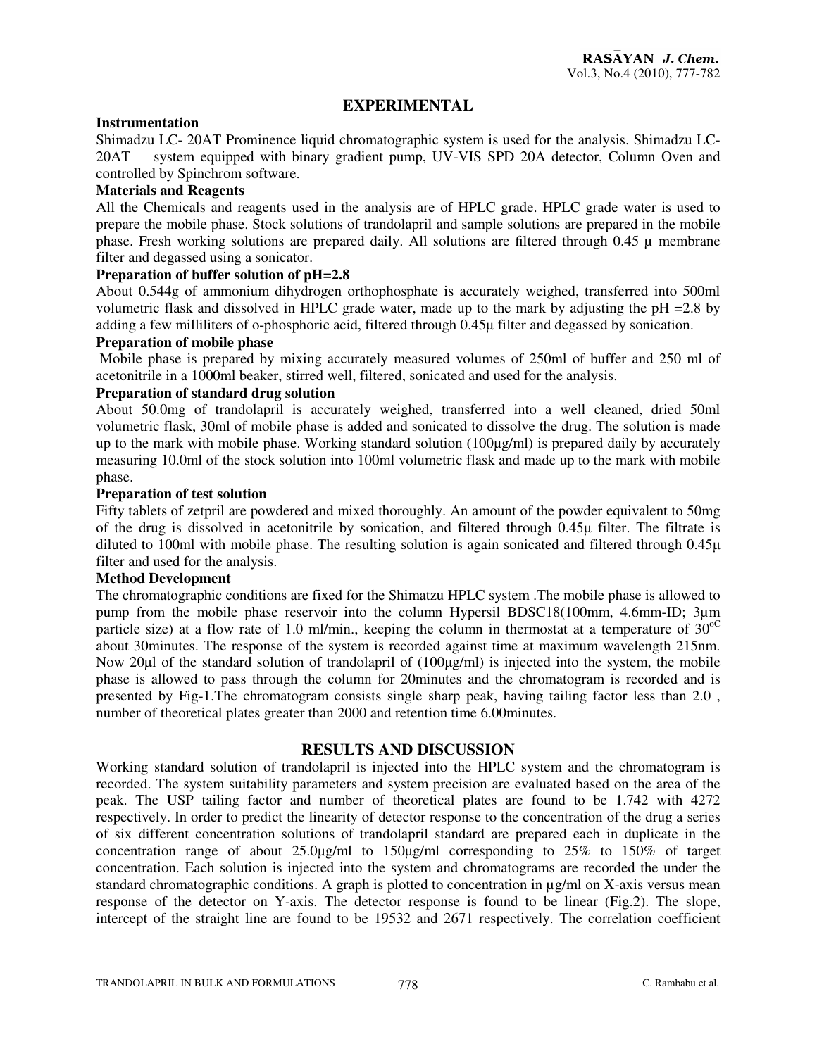## EXPERIMENTAL

### Instrumentation

Shimadzu LC- 20AT Prominence liquid chromatographic system is used for the analysis. Shimadzu LC-20AT system equipped with binary gradient pump, UV-VIS SPD 20A detector, Column Oven and controlled by Spinchrom software.

### Materials and Reagents

All the Chemicals and reagents used in the analysis are of HPLC grade. HPLC grade water is used to prepare the mobile phase. Stock solutions of trandolapril and sample solutions are prepared in the mobile phase. Fresh working solutions are prepared daily. All solutions are filtered through 0.45 μ membrane filter and degassed using a sonicator.

### Preparation of buffer solution of pH=2.8

About 0.544g of ammonium dihydrogen orthophosphate is accurately weighed, transferred into 500ml volumetric flask and dissolved in HPLC grade water, made up to the mark by adjusting the pH =2.8 by adding a few milliliters of o-phosphoric acid, filtered through 0.45μ filter and degassed by sonication.

### Preparation of mobile phase

Mobile phase is prepared by mixing accurately measured volumes of 250ml of buffer and 250 ml of acetonitrile in a 1000ml beaker, stirred well, filtered, sonicated and used for the analysis.

### Preparation of standard drug solution

About 50.0mg of trandolapril is accurately weighed, transferred into a well cleaned, dried 50ml volumetric flask, 30ml of mobile phase is added and sonicated to dissolve the drug. The solution is made up to the mark with mobile phase. Working standard solution (100μg/ml) is prepared daily by accurately measuring 10.0ml of the stock solution into 100ml volumetric flask and made up to the mark with mobile phase.

### Preparation of test solution

Fifty tablets of zetpril are powdered and mixed thoroughly. An amount of the powder equivalent to 50mg of the drug is dissolved in acetonitrile by sonication, and filtered through 0.45μ filter. The filtrate is diluted to 100ml with mobile phase. The resulting solution is again sonicated and filtered through 0.45μ filter and used for the analysis.

### Method Development

The chromatographic conditions are fixed for the Shimatzu HPLC system .The mobile phase is allowed to pump from the mobile phase reservoir into the column Hypersil BDSC18(100mm, 4.6mm-ID; 3μm particle size) at a flow rate of 1.0 ml/min., keeping the column in thermostat at a temperature of $30^{oC}$ about 30minutes. The response of the system is recorded against time at maximum wavelength 215nm. Now 20μl of the standard solution of trandolapril of (100μg/ml) is injected into the system, the mobile phase is allowed to pass through the column for 20minutes and the chromatogram is recorded and is presented by Fig-1.The chromatogram consists single sharp peak, having tailing factor less than 2.0 , number of theoretical plates greater than 2000 and retention time 6.00minutes.

## RESULTS AND DISCUSSION

Working standard solution of trandolapril is injected into the HPLC system and the chromatogram is recorded. The system suitability parameters and system precision are evaluated based on the area of the peak. The USP tailing factor and number of theoretical plates are found to be 1.742 with 4272 respectively. In order to predict the linearity of detector response to the concentration of the drug a series of six different concentration solutions of trandolapril standard are prepared each in duplicate in the concentration range of about 25.0μg/ml to 150μg/ml corresponding to 25% to 150% of target concentration. Each solution is injected into the system and chromatograms are recorded the under the standard chromatographic conditions. A graph is plotted to concentration in μg/ml on X-axis versus mean response of the detector on Y-axis. The detector response is found to be linear (Fig.2). The slope, intercept of the straight line are found to be 19532 and 2671 respectively. The correlation coefficient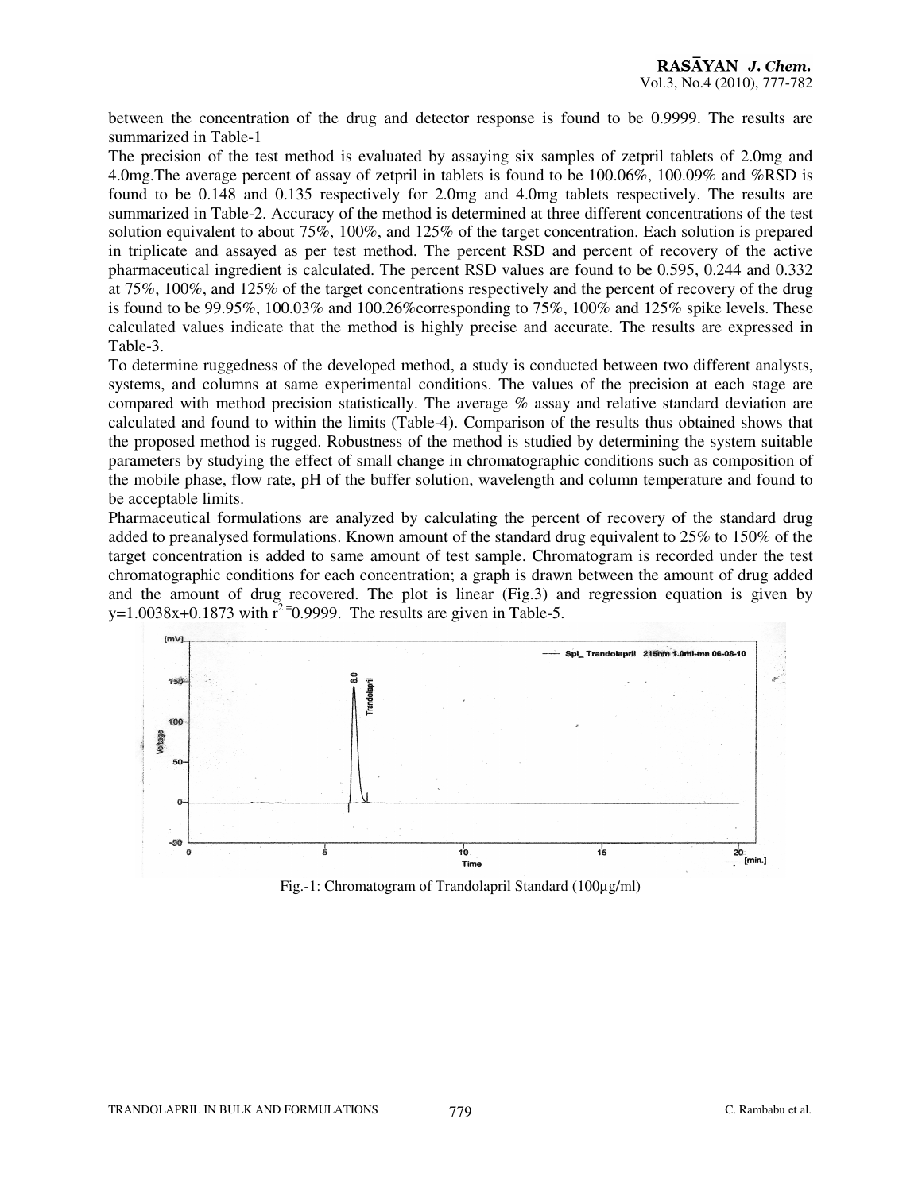between the concentration of the drug and detector response is found to be 0.9999. The results are summarized in Table-1

The precision of the test method is evaluated by assaying six samples of zetpril tablets of 2.0mg and 4.0mg.The average percent of assay of zetpril in tablets is found to be 100.06%, 100.09% and %RSD is found to be 0.148 and 0.135 respectively for 2.0mg and 4.0mg tablets respectively. The results are summarized in Table-2. Accuracy of the method is determined at three different concentrations of the test solution equivalent to about 75%, 100%, and 125% of the target concentration. Each solution is prepared in triplicate and assayed as per test method. The percent RSD and percent of recovery of the active pharmaceutical ingredient is calculated. The percent RSD values are found to be 0.595, 0.244 and 0.332 at 75%, 100%, and 125% of the target concentrations respectively and the percent of recovery of the drug is found to be 99.95%, 100.03% and 100.26%corresponding to 75%, 100% and 125% spike levels. These calculated values indicate that the method is highly precise and accurate. The results are expressed in Table-3.

To determine ruggedness of the developed method, a study is conducted between two different analysts, systems, and columns at same experimental conditions. The values of the precision at each stage are compared with method precision statistically. The average % assay and relative standard deviation are calculated and found to within the limits (Table-4). Comparison of the results thus obtained shows that the proposed method is rugged. Robustness of the method is studied by determining the system suitable parameters by studying the effect of small change in chromatographic conditions such as composition of the mobile phase, flow rate, pH of the buffer solution, wavelength and column temperature and found to be acceptable limits.

Pharmaceutical formulations are analyzed by calculating the percent of recovery of the standard drug added to preanalysed formulations. Known amount of the standard drug equivalent to 25% to 150% of the target concentration is added to same amount of test sample. Chromatogram is recorded under the test chromatographic conditions for each concentration; a graph is drawn between the amount of drug added and the amount of drug recovered. The plot is linear (Fig.3) and regression equation is given by $y=1.0038x+0.1873$ with $r^2=0.9999$. The results are given in Table-5.

Fig.-1: Chromatogram of Trandolapril Standard (100µg/ml)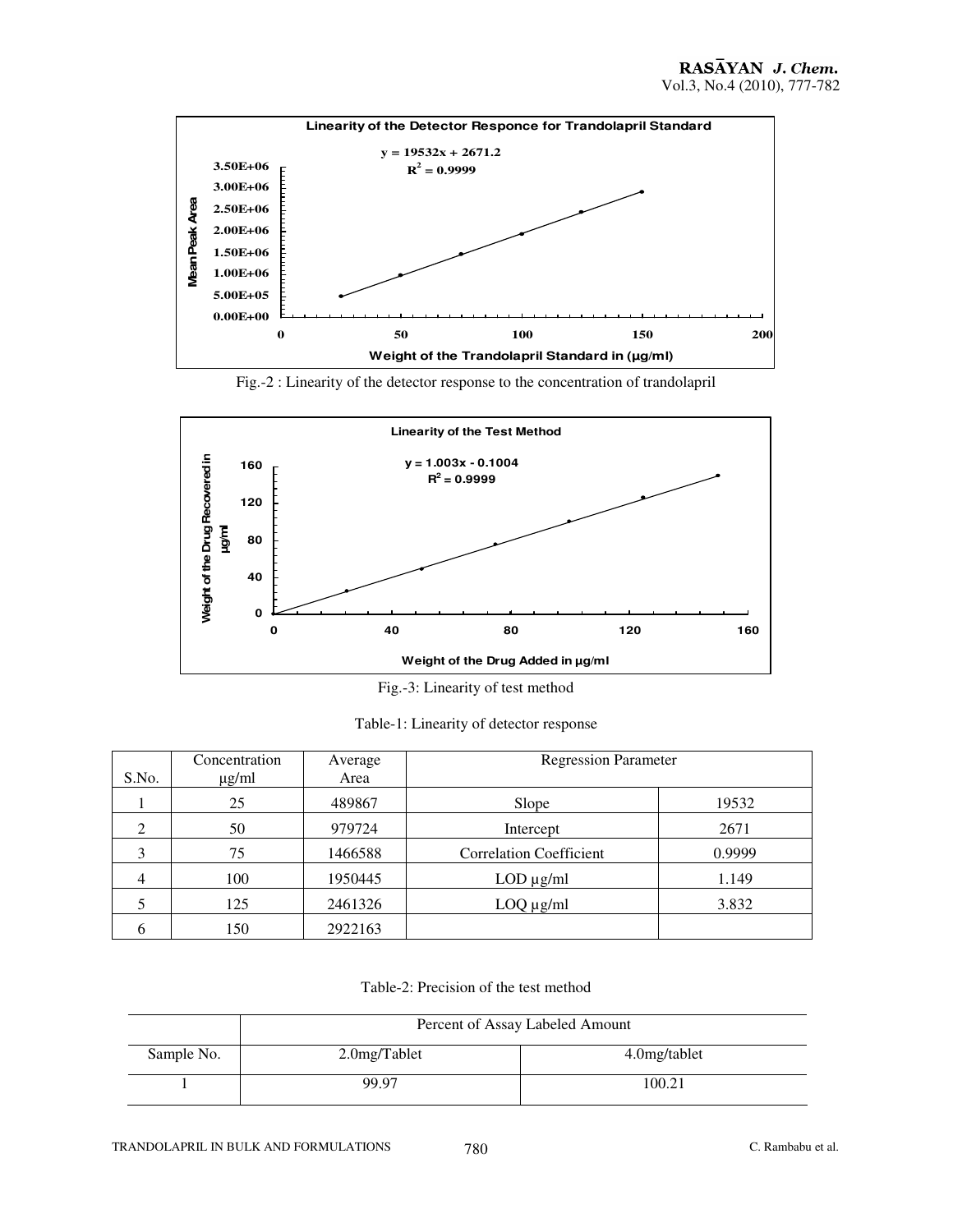Fig.-2 : Linearity of the detector response to the concentration of trandolapril

Fig.-3: Linearity of test method

Table-1: Linearity of detector response

| S.No. | Concentration μg/ml | Average Area | Regression Parameter | |
|---|---|---|---|---|
| 1 | 25 | 489867 | Slope | 19532 |
| 2 | 50 | 979724 | Intercept | 2671 |
| 3 | 75 | 1466588 | Correlation Coefficient | 0.9999 |
| 4 | 100 | 1950445 | LOD μg/ml | 1.149 |
| 5 | 125 | 2461326 | LOQ μg/ml | 3.832 |
| 6 | 150 | 2922163 | | |

Table-2: Precision of the test method

| | Percent of Assay Labeled Amount | |
|---|---|---|
| Sample No. | 2.0mg/Tablet | 4.0mg/tablet |
| 1 | 99.97 | 100.21 |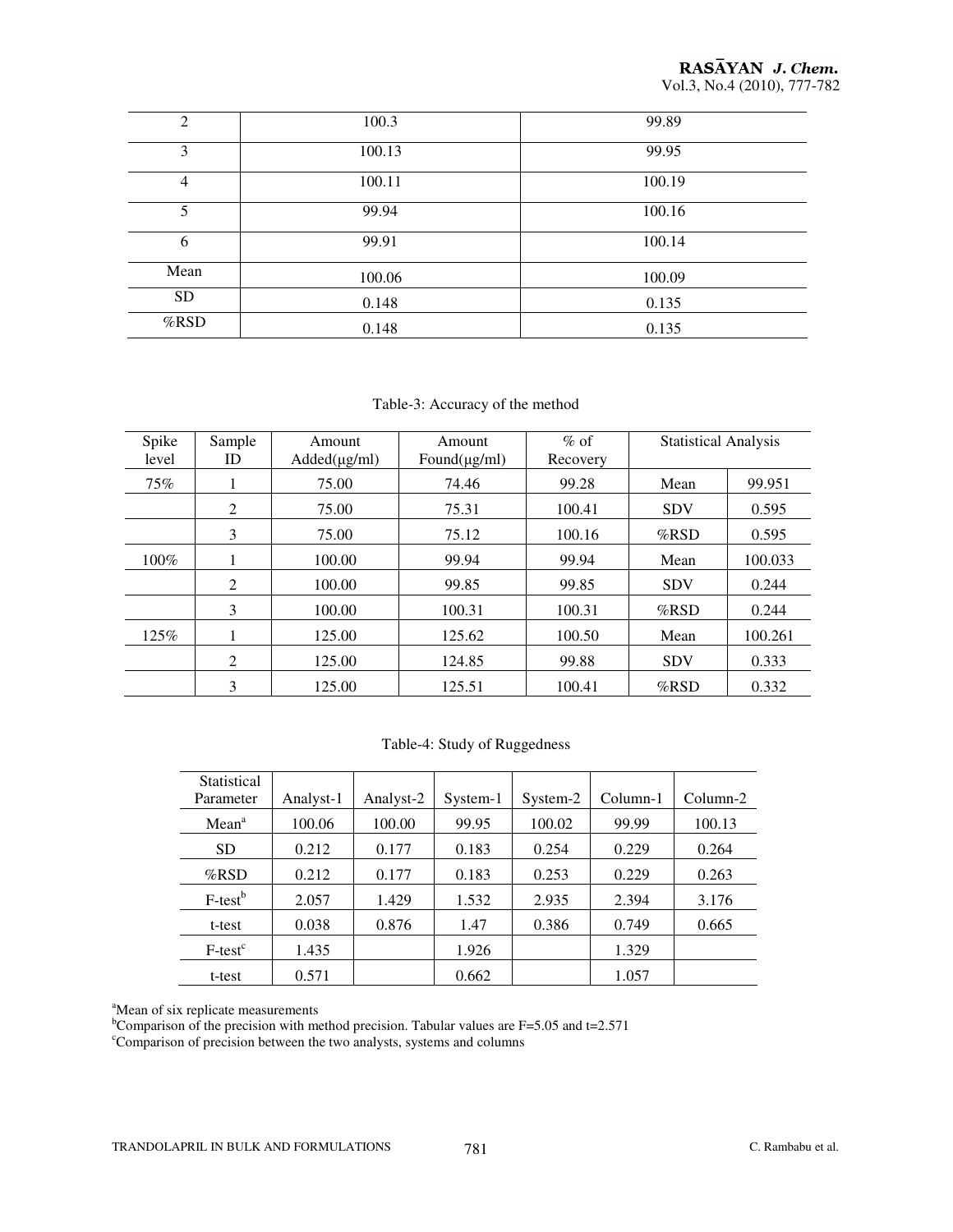| | | |
|---|---|---|
| 2 | 100.3 | 99.89 |
| 3 | 100.13 | 99.95 |
| 4 | 100.11 | 100.19 |
| 5 | 99.94 | 100.16 |
| 6 | 99.91 | 100.14 |
| Mean | 100.06 | 100.09 |
| SD | 0.148 | 0.135 |
| %RSD | 0.148 | 0.135 |

Table-3: Accuracy of the method

| Spike level | Sample ID | Amount Added(μg/ml) | Amount Found(μg/ml) | % of Recovery | Statistical Analysis | |
|---|---|---|---|---|---|---|
| 75% | 1 | 75.00 | 74.46 | 99.28 | Mean | 99.951 |
| | 2 | 75.00 | 75.31 | 100.41 | SDV | 0.595 |
| | 3 | 75.00 | 75.12 | 100.16 | %RSD | 0.595 |
| 100% | 1 | 100.00 | 99.94 | 99.94 | Mean | 100.033 |
| | 2 | 100.00 | 99.85 | 99.85 | SDV | 0.244 |
| | 3 | 100.00 | 100.31 | 100.31 | %RSD | 0.244 |
| 125% | 1 | 125.00 | 125.62 | 100.50 | Mean | 100.261 |
| | 2 | 125.00 | 124.85 | 99.88 | SDV | 0.333 |
| | 3 | 125.00 | 125.51 | 100.41 | %RSD | 0.332 |

Table-4: Study of Ruggedness

| Statistical Parameter | Analyst-1 | Analyst-2 | System-1 | System-2 | Column-1 | Column-2 |
|---|---|---|---|---|---|---|
| Mean[a] | 100.06 | 100.00 | 99.95 | 100.02 | 99.99 | 100.13 |
| SD | 0.212 | 0.177 | 0.183 | 0.254 | 0.229 | 0.264 |
| %RSD | 0.212 | 0.177 | 0.183 | 0.253 | 0.229 | 0.263 |
| F-test[b] | 2.057 | 1.429 | 1.532 | 2.935 | 2.394 | 3.176 |
| t-test | 0.038 | 0.876 | 1.47 | 0.386 | 0.749 | 0.665 |
| F-test[c] | 1.435 | | 1.926 | | 1.329 | |
| t-test | 0.571 | | 0.662 | | 1.057 | |

[a]Mean of six replicate measurements
[b]Comparison of the precision with method precision. Tabular values are F=5.05 and t=2.571
[c]Comparison of precision between the two analysts, systems and columns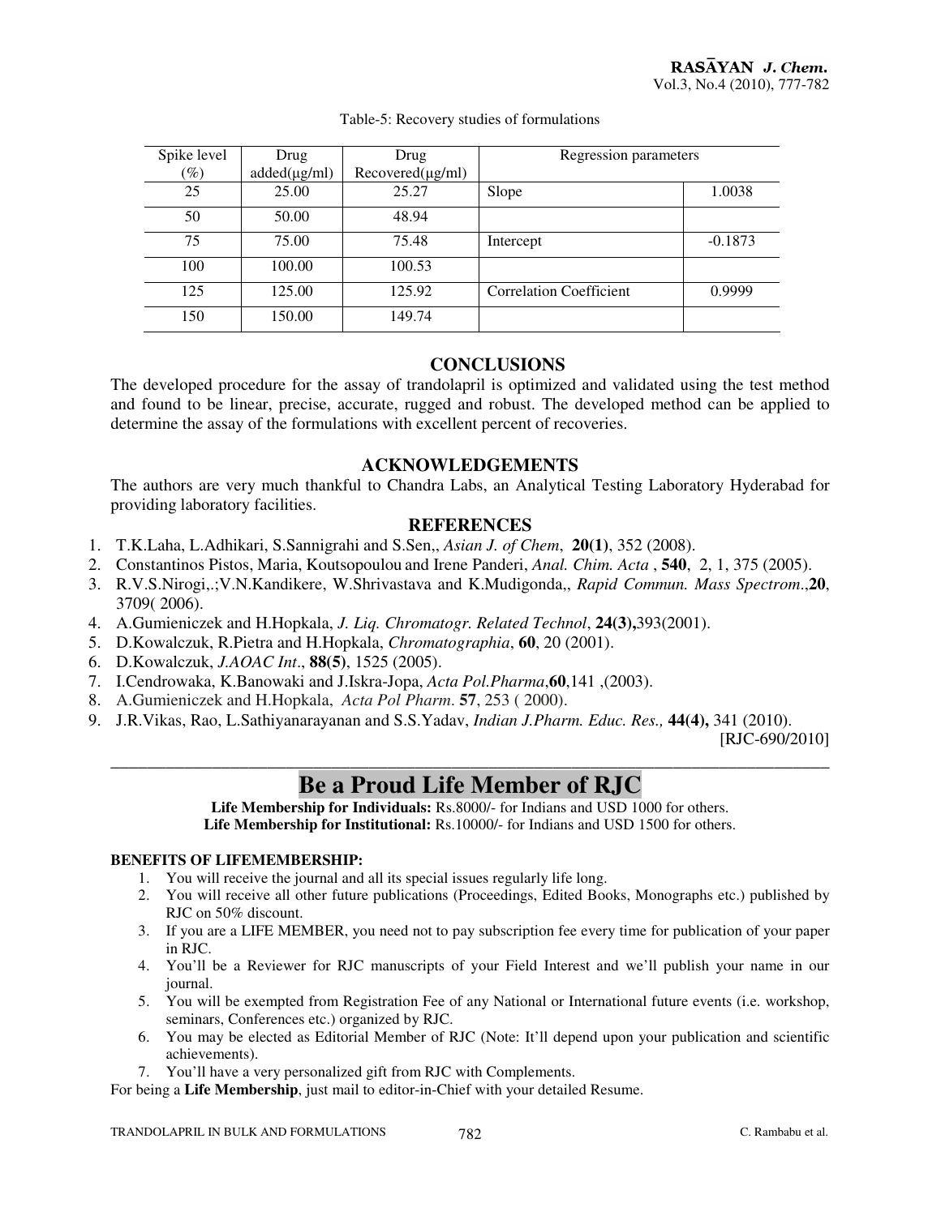Table-5: Recovery studies of formulations

| Spike level (%) | Drug added(μg/ml) | Drug Recovered(μg/ml) | Regression parameters | |
|---|---|---|---|---|
| 25 | 25.00 | 25.27 | Slope | 1.0038 |
| 50 | 50.00 | 48.94 | | |
| 75 | 75.00 | 75.48 | Intercept | -0.1873 |
| 100 | 100.00 | 100.53 | | |
| 125 | 125.00 | 125.92 | Correlation Coefficient | 0.9999 |
| 150 | 150.00 | 149.74 | | |

## CONCLUSIONS

The developed procedure for the assay of trandolapril is optimized and validated using the test method and found to be linear, precise, accurate, rugged and robust. The developed method can be applied to determine the assay of the formulations with excellent percent of recoveries.

## ACKNOWLEDGEMENTS

The authors are very much thankful to Chandra Labs, an Analytical Testing Laboratory Hyderabad for providing laboratory facilities.

## REFERENCES

1. T.K.Laha, L.Adhikari, S.Sannigrahi and S.Sen,, *Asian J. of Chem*, **20(1)**, 352 (2008).
2. Constantinos Pistos, Maria, Koutsopoulou and Irene Panderi, *Anal. Chim. Acta* , **540**, 2, 1, 375 (2005).
3. R.V.S.Nirogi,.;V.N.Kandikere, W.Shrivastava and K.Mudigonda,, *Rapid Commun. Mass Spectrom*.,**20**, 3709( 2006).
4. A.Gumieniczek and H.Hopkala, *J. Liq. Chromatogr. Related Technol*, **24(3),**393(2001).
5. D.Kowalczuk, R.Pietra and H.Hopkala, *Chromatographia*, **60**, 20 (2001).
6. D.Kowalczuk, *J.AOAC Int*., **88(5)**, 1525 (2005).
7. I.Cendrowaka, K.Banowaki and J.Iskra-Jopa, *Acta Pol.Pharma*,**60**,141 ,(2003).
8. A.Gumieniczek and H.Hopkala, *Acta Pol Pharm*. **57**, 253 ( 2000).
9. J.R.Vikas, Rao, L.Sathiyanarayanan and S.S.Yadav, *Indian J.Pharm. Educ. Res.,* **44(4),** 341 (2010).

[RJC-690/2010]

# Be a Proud Life Member of RJC

**Life Membership for Individuals:** Rs.8000/- for Indians and USD 1000 for others.
**Life Membership for Institutional:** Rs.10000/- for Indians and USD 1500 for others.

**BENEFITS OF LIFEMEMBERSHIP:**

1. You will receive the journal and all its special issues regularly life long.
2. You will receive all other future publications (Proceedings, Edited Books, Monographs etc.) published by RJC on 50% discount.
3. If you are a LIFE MEMBER, you need not to pay subscription fee every time for publication of your paper in RJC.
4. You'll be a Reviewer for RJC manuscripts of your Field Interest and we'll publish your name in our journal.
5. You will be exempted from Registration Fee of any National or International future events (i.e. workshop, seminars, Conferences etc.) organized by RJC.
6. You may be elected as Editorial Member of RJC (Note: It'll depend upon your publication and scientific achievements).
7. You'll have a very personalized gift from RJC with Complements.

For being a **Life Membership**, just mail to editor-in-Chief with your detailed Resume.